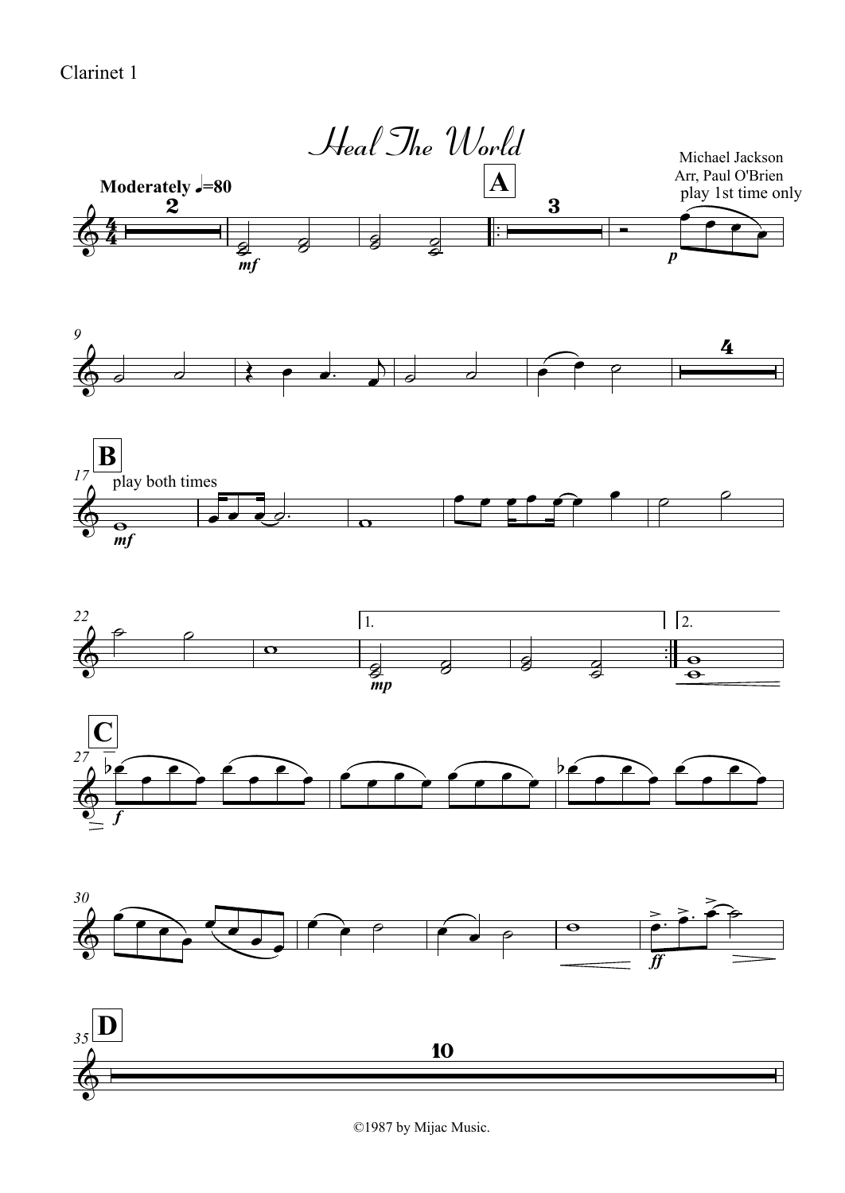Clarinet 1

# Heal The World

Michael Jackson
Arr, Paul O'Brien

**Moderately** ♩=80

play 1st time only

play both times

©1987 by Mijac Music.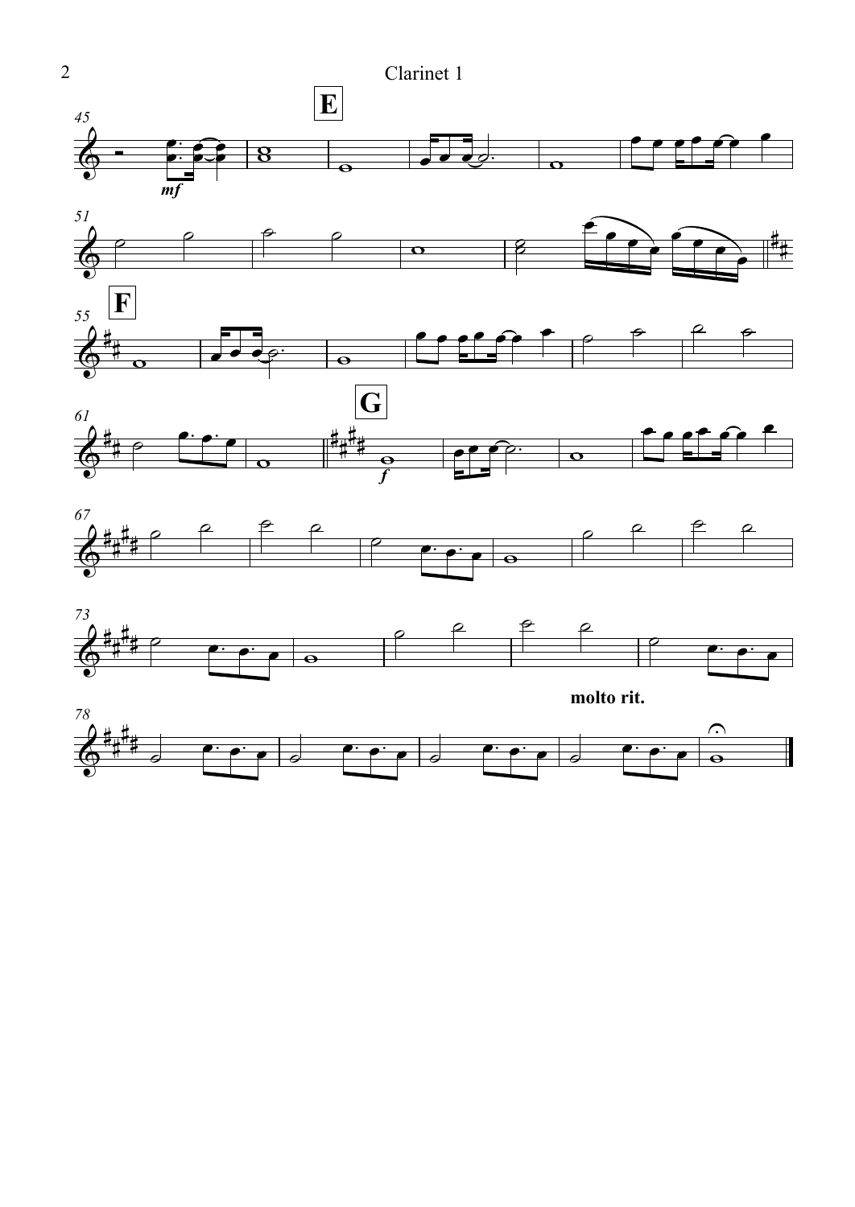Clarinet 1